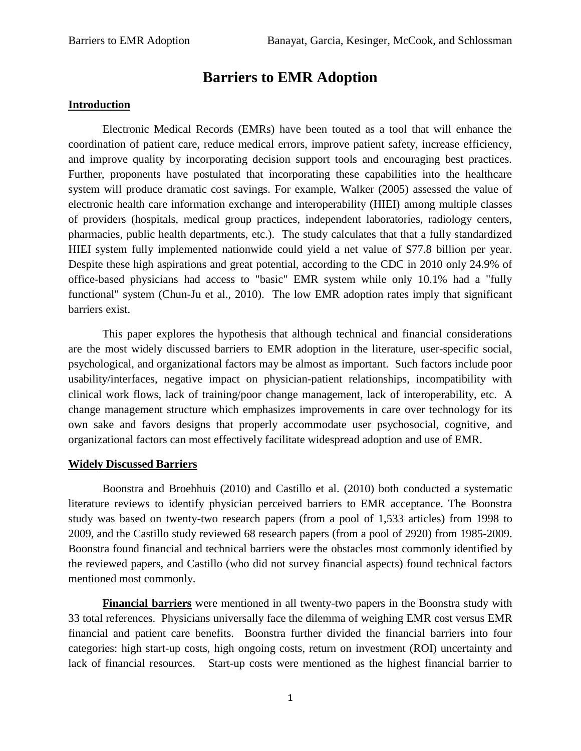# Barriers to EMR Adoption

## Introduction

Electronic Medical Records (EMRs) have been touted as a tool that will enhance the coordination of patient care, reduce medical errors, improve patient safety, increase efficiency, and improve quality by incorporating decision support tools and encouraging best practices. Further, proponents have postulated that incorporating these capabilities into the healthcare system will produce dramatic cost savings. For example, Walker (2005) assessed the value of electronic health care information exchange and interoperability (HIEI) among multiple classes of providers (hospitals, medical group practices, independent laboratories, radiology centers, pharmacies, public health departments, etc.). The study calculates that that a fully standardized HIEI system fully implemented nationwide could yield a net value of \$77.8 billion per year. Despite these high aspirations and great potential, according to the CDC in 2010 only 24.9% of office-based physicians had access to "basic" EMR system while only 10.1% had a "fully functional" system (Chun-Ju et al., 2010). The low EMR adoption rates imply that significant barriers exist.

This paper explores the hypothesis that although technical and financial considerations are the most widely discussed barriers to EMR adoption in the literature, user-specific social, psychological, and organizational factors may be almost as important. Such factors include poor usability/interfaces, negative impact on physician-patient relationships, incompatibility with clinical work flows, lack of training/poor change management, lack of interoperability, etc. A change management structure which emphasizes improvements in care over technology for its own sake and favors designs that properly accommodate user psychosocial, cognitive, and organizational factors can most effectively facilitate widespread adoption and use of EMR.

## Widely Discussed Barriers

Boonstra and Broehhuis (2010) and Castillo et al. (2010) both conducted a systematic literature reviews to identify physician perceived barriers to EMR acceptance. The Boonstra study was based on twenty-two research papers (from a pool of 1,533 articles) from 1998 to 2009, and the Castillo study reviewed 68 research papers (from a pool of 2920) from 1985-2009. Boonstra found financial and technical barriers were the obstacles most commonly identified by the reviewed papers, and Castillo (who did not survey financial aspects) found technical factors mentioned most commonly.

**Financial barriers** were mentioned in all twenty-two papers in the Boonstra study with 33 total references. Physicians universally face the dilemma of weighing EMR cost versus EMR financial and patient care benefits. Boonstra further divided the financial barriers into four categories: high start-up costs, high ongoing costs, return on investment (ROI) uncertainty and lack of financial resources. Start-up costs were mentioned as the highest financial barrier to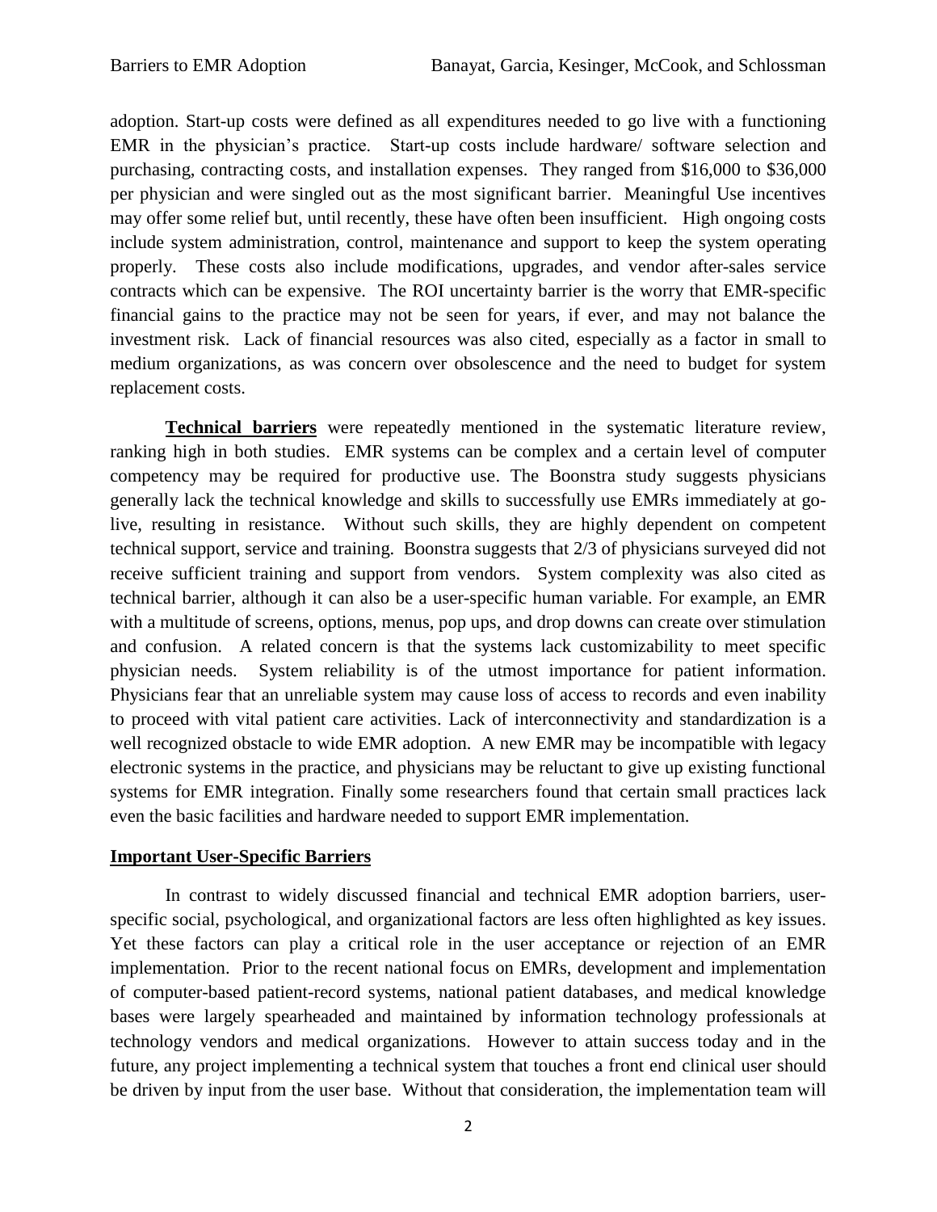adoption. Start-up costs were defined as all expenditures needed to go live with a functioning EMR in the physician's practice. Start-up costs include hardware/ software selection and purchasing, contracting costs, and installation expenses. They ranged from $16,000 to $36,000 per physician and were singled out as the most significant barrier. Meaningful Use incentives may offer some relief but, until recently, these have often been insufficient. High ongoing costs include system administration, control, maintenance and support to keep the system operating properly. These costs also include modifications, upgrades, and vendor after-sales service contracts which can be expensive. The ROI uncertainty barrier is the worry that EMR-specific financial gains to the practice may not be seen for years, if ever, and may not balance the investment risk. Lack of financial resources was also cited, especially as a factor in small to medium organizations, as was concern over obsolescence and the need to budget for system replacement costs.

**Technical barriers** were repeatedly mentioned in the systematic literature review, ranking high in both studies. EMR systems can be complex and a certain level of computer competency may be required for productive use. The Boonstra study suggests physicians generally lack the technical knowledge and skills to successfully use EMRs immediately at go-live, resulting in resistance. Without such skills, they are highly dependent on competent technical support, service and training. Boonstra suggests that 2/3 of physicians surveyed did not receive sufficient training and support from vendors. System complexity was also cited as technical barrier, although it can also be a user-specific human variable. For example, an EMR with a multitude of screens, options, menus, pop ups, and drop downs can create over stimulation and confusion. A related concern is that the systems lack customizability to meet specific physician needs. System reliability is of the utmost importance for patient information. Physicians fear that an unreliable system may cause loss of access to records and even inability to proceed with vital patient care activities. Lack of interconnectivity and standardization is a well recognized obstacle to wide EMR adoption. A new EMR may be incompatible with legacy electronic systems in the practice, and physicians may be reluctant to give up existing functional systems for EMR integration. Finally some researchers found that certain small practices lack even the basic facilities and hardware needed to support EMR implementation.

## Important User-Specific Barriers

In contrast to widely discussed financial and technical EMR adoption barriers, user-specific social, psychological, and organizational factors are less often highlighted as key issues. Yet these factors can play a critical role in the user acceptance or rejection of an EMR implementation. Prior to the recent national focus on EMRs, development and implementation of computer-based patient-record systems, national patient databases, and medical knowledge bases were largely spearheaded and maintained by information technology professionals at technology vendors and medical organizations. However to attain success today and in the future, any project implementing a technical system that touches a front end clinical user should be driven by input from the user base. Without that consideration, the implementation team will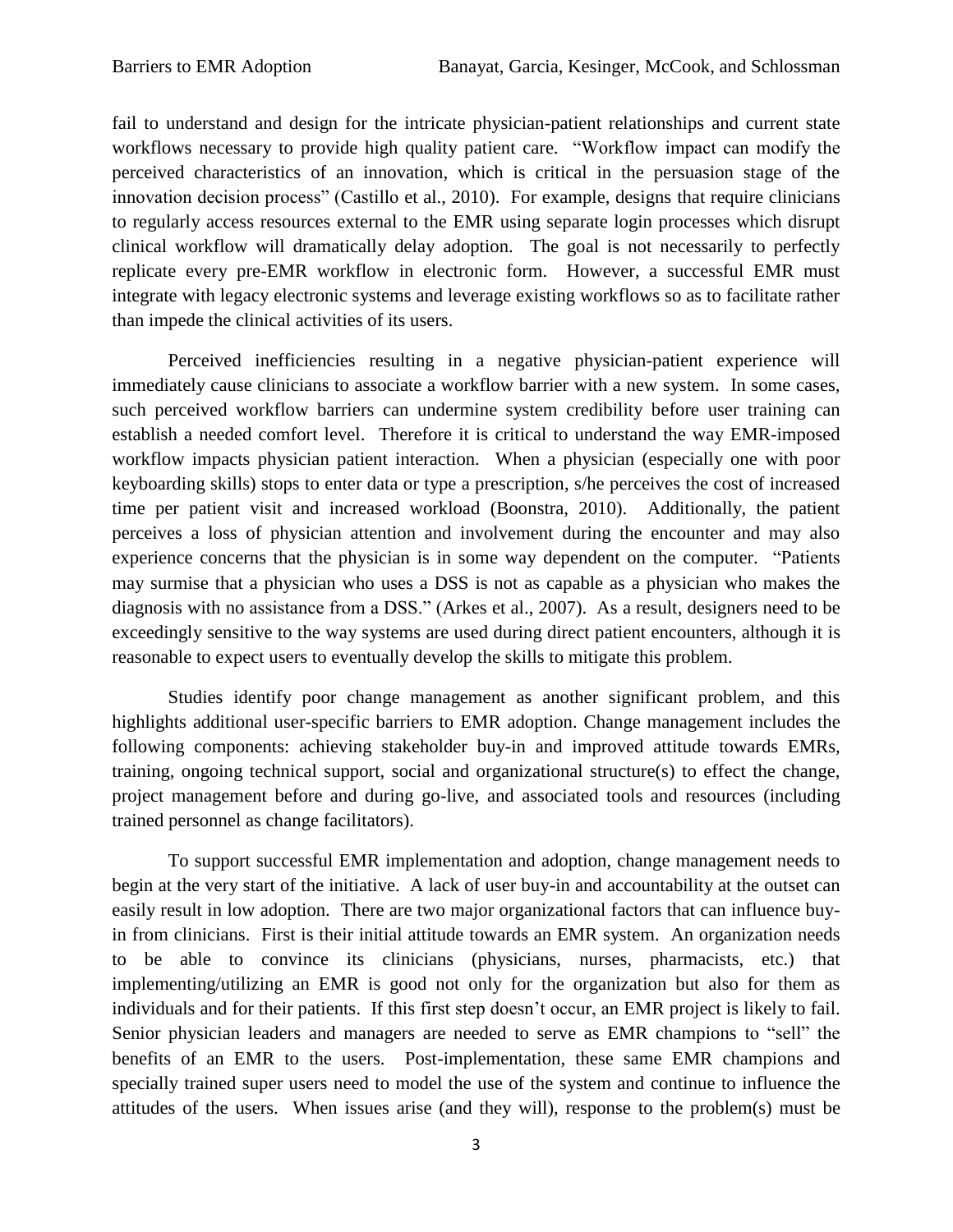fail to understand and design for the intricate physician-patient relationships and current state workflows necessary to provide high quality patient care. "Workflow impact can modify the perceived characteristics of an innovation, which is critical in the persuasion stage of the innovation decision process" (Castillo et al., 2010). For example, designs that require clinicians to regularly access resources external to the EMR using separate login processes which disrupt clinical workflow will dramatically delay adoption. The goal is not necessarily to perfectly replicate every pre-EMR workflow in electronic form. However, a successful EMR must integrate with legacy electronic systems and leverage existing workflows so as to facilitate rather than impede the clinical activities of its users.

Perceived inefficiencies resulting in a negative physician-patient experience will immediately cause clinicians to associate a workflow barrier with a new system. In some cases, such perceived workflow barriers can undermine system credibility before user training can establish a needed comfort level. Therefore it is critical to understand the way EMR-imposed workflow impacts physician patient interaction. When a physician (especially one with poor keyboarding skills) stops to enter data or type a prescription, s/he perceives the cost of increased time per patient visit and increased workload (Boonstra, 2010). Additionally, the patient perceives a loss of physician attention and involvement during the encounter and may also experience concerns that the physician is in some way dependent on the computer. "Patients may surmise that a physician who uses a DSS is not as capable as a physician who makes the diagnosis with no assistance from a DSS." (Arkes et al., 2007). As a result, designers need to be exceedingly sensitive to the way systems are used during direct patient encounters, although it is reasonable to expect users to eventually develop the skills to mitigate this problem.

Studies identify poor change management as another significant problem, and this highlights additional user-specific barriers to EMR adoption. Change management includes the following components: achieving stakeholder buy-in and improved attitude towards EMRs, training, ongoing technical support, social and organizational structure(s) to effect the change, project management before and during go-live, and associated tools and resources (including trained personnel as change facilitators).

To support successful EMR implementation and adoption, change management needs to begin at the very start of the initiative. A lack of user buy-in and accountability at the outset can easily result in low adoption. There are two major organizational factors that can influence buy-in from clinicians. First is their initial attitude towards an EMR system. An organization needs to be able to convince its clinicians (physicians, nurses, pharmacists, etc.) that implementing/utilizing an EMR is good not only for the organization but also for them as individuals and for their patients. If this first step doesn't occur, an EMR project is likely to fail. Senior physician leaders and managers are needed to serve as EMR champions to "sell" the benefits of an EMR to the users. Post-implementation, these same EMR champions and specially trained super users need to model the use of the system and continue to influence the attitudes of the users. When issues arise (and they will), response to the problem(s) must be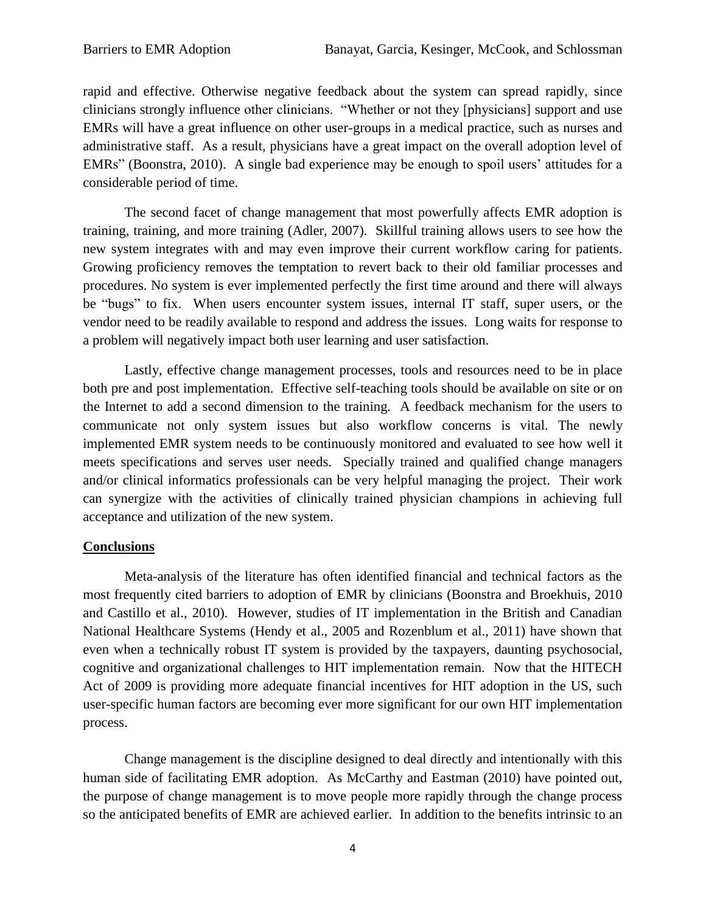rapid and effective. Otherwise negative feedback about the system can spread rapidly, since clinicians strongly influence other clinicians. "Whether or not they [physicians] support and use EMRs will have a great influence on other user-groups in a medical practice, such as nurses and administrative staff. As a result, physicians have a great impact on the overall adoption level of EMRs" (Boonstra, 2010). A single bad experience may be enough to spoil users' attitudes for a considerable period of time.

The second facet of change management that most powerfully affects EMR adoption is training, training, and more training (Adler, 2007). Skillful training allows users to see how the new system integrates with and may even improve their current workflow caring for patients. Growing proficiency removes the temptation to revert back to their old familiar processes and procedures. No system is ever implemented perfectly the first time around and there will always be "bugs" to fix. When users encounter system issues, internal IT staff, super users, or the vendor need to be readily available to respond and address the issues. Long waits for response to a problem will negatively impact both user learning and user satisfaction.

Lastly, effective change management processes, tools and resources need to be in place both pre and post implementation. Effective self-teaching tools should be available on site or on the Internet to add a second dimension to the training. A feedback mechanism for the users to communicate not only system issues but also workflow concerns is vital. The newly implemented EMR system needs to be continuously monitored and evaluated to see how well it meets specifications and serves user needs. Specially trained and qualified change managers and/or clinical informatics professionals can be very helpful managing the project. Their work can synergize with the activities of clinically trained physician champions in achieving full acceptance and utilization of the new system.

## Conclusions

Meta-analysis of the literature has often identified financial and technical factors as the most frequently cited barriers to adoption of EMR by clinicians (Boonstra and Broekhuis, 2010 and Castillo et al., 2010). However, studies of IT implementation in the British and Canadian National Healthcare Systems (Hendy et al., 2005 and Rozenblum et al., 2011) have shown that even when a technically robust IT system is provided by the taxpayers, daunting psychosocial, cognitive and organizational challenges to HIT implementation remain. Now that the HITECH Act of 2009 is providing more adequate financial incentives for HIT adoption in the US, such user-specific human factors are becoming ever more significant for our own HIT implementation process.

Change management is the discipline designed to deal directly and intentionally with this human side of facilitating EMR adoption. As McCarthy and Eastman (2010) have pointed out, the purpose of change management is to move people more rapidly through the change process so the anticipated benefits of EMR are achieved earlier. In addition to the benefits intrinsic to an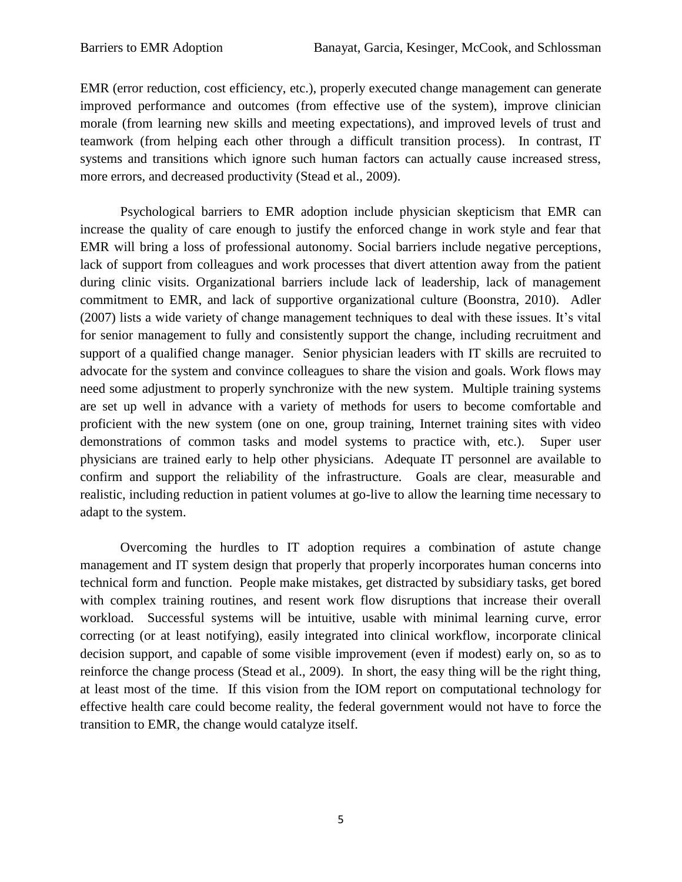EMR (error reduction, cost efficiency, etc.), properly executed change management can generate improved performance and outcomes (from effective use of the system), improve clinician morale (from learning new skills and meeting expectations), and improved levels of trust and teamwork (from helping each other through a difficult transition process). In contrast, IT systems and transitions which ignore such human factors can actually cause increased stress, more errors, and decreased productivity (Stead et al., 2009).

Psychological barriers to EMR adoption include physician skepticism that EMR can increase the quality of care enough to justify the enforced change in work style and fear that EMR will bring a loss of professional autonomy. Social barriers include negative perceptions, lack of support from colleagues and work processes that divert attention away from the patient during clinic visits. Organizational barriers include lack of leadership, lack of management commitment to EMR, and lack of supportive organizational culture (Boonstra, 2010). Adler (2007) lists a wide variety of change management techniques to deal with these issues. It's vital for senior management to fully and consistently support the change, including recruitment and support of a qualified change manager. Senior physician leaders with IT skills are recruited to advocate for the system and convince colleagues to share the vision and goals. Work flows may need some adjustment to properly synchronize with the new system. Multiple training systems are set up well in advance with a variety of methods for users to become comfortable and proficient with the new system (one on one, group training, Internet training sites with video demonstrations of common tasks and model systems to practice with, etc.). Super user physicians are trained early to help other physicians. Adequate IT personnel are available to confirm and support the reliability of the infrastructure. Goals are clear, measurable and realistic, including reduction in patient volumes at go-live to allow the learning time necessary to adapt to the system.

Overcoming the hurdles to IT adoption requires a combination of astute change management and IT system design that properly that properly incorporates human concerns into technical form and function. People make mistakes, get distracted by subsidiary tasks, get bored with complex training routines, and resent work flow disruptions that increase their overall workload. Successful systems will be intuitive, usable with minimal learning curve, error correcting (or at least notifying), easily integrated into clinical workflow, incorporate clinical decision support, and capable of some visible improvement (even if modest) early on, so as to reinforce the change process (Stead et al., 2009). In short, the easy thing will be the right thing, at least most of the time. If this vision from the IOM report on computational technology for effective health care could become reality, the federal government would not have to force the transition to EMR, the change would catalyze itself.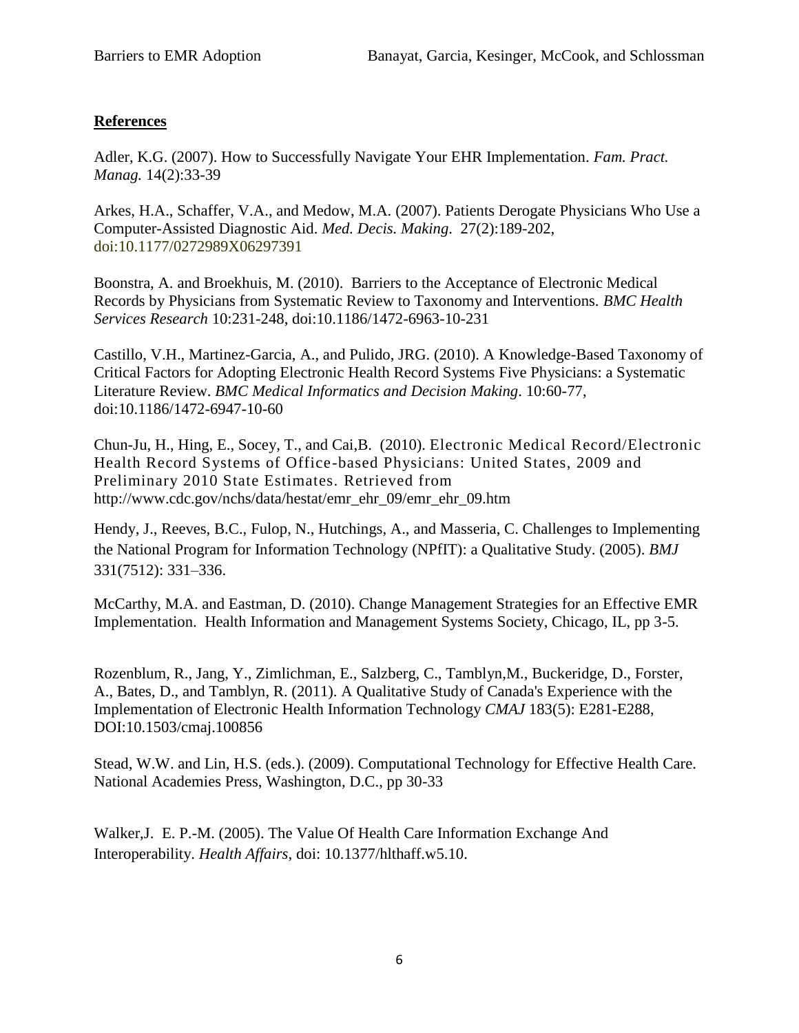## References

Adler, K.G. (2007). How to Successfully Navigate Your EHR Implementation. *Fam. Pract. Manag.* 14(2):33-39

Arkes, H.A., Schaffer, V.A., and Medow, M.A. (2007). Patients Derogate Physicians Who Use a Computer-Assisted Diagnostic Aid. *Med. Decis. Making*. 27(2):189-202, doi:10.1177/0272989X06297391

Boonstra, A. and Broekhuis, M. (2010). Barriers to the Acceptance of Electronic Medical Records by Physicians from Systematic Review to Taxonomy and Interventions. *BMC Health Services Research* 10:231-248, doi:10.1186/1472-6963-10-231

Castillo, V.H., Martinez-Garcia, A., and Pulido, JRG. (2010). A Knowledge-Based Taxonomy of Critical Factors for Adopting Electronic Health Record Systems Five Physicians: a Systematic Literature Review. *BMC Medical Informatics and Decision Making*. 10:60-77, doi:10.1186/1472-6947-10-60

Chun-Ju, H., Hing, E., Socey, T., and Cai,B. (2010). Electronic Medical Record/Electronic Health Record Systems of Office-based Physicians: United States, 2009 and Preliminary 2010 State Estimates. Retrieved from http://www.cdc.gov/nchs/data/hestat/emr_ehr_09/emr_ehr_09.htm

Hendy, J., Reeves, B.C., Fulop, N., Hutchings, A., and Masseria, C. Challenges to Implementing the National Program for Information Technology (NPfIT): a Qualitative Study. (2005). *BMJ* 331(7512): 331–336.

McCarthy, M.A. and Eastman, D. (2010). Change Management Strategies for an Effective EMR Implementation. Health Information and Management Systems Society, Chicago, IL, pp 3-5.

Rozenblum, R., Jang, Y., Zimlichman, E., Salzberg, C., Tamblyn,M., Buckeridge, D., Forster, A., Bates, D., and Tamblyn, R. (2011). A Qualitative Study of Canada's Experience with the Implementation of Electronic Health Information Technology *CMAJ* 183(5): E281-E288, DOI:10.1503/cmaj.100856

Stead, W.W. and Lin, H.S. (eds.). (2009). Computational Technology for Effective Health Care. National Academies Press, Washington, D.C., pp 30-33

Walker,J. E. P.-M. (2005). The Value Of Health Care Information Exchange And Interoperability. *Health Affairs*, doi: 10.1377/hlthaff.w5.10.